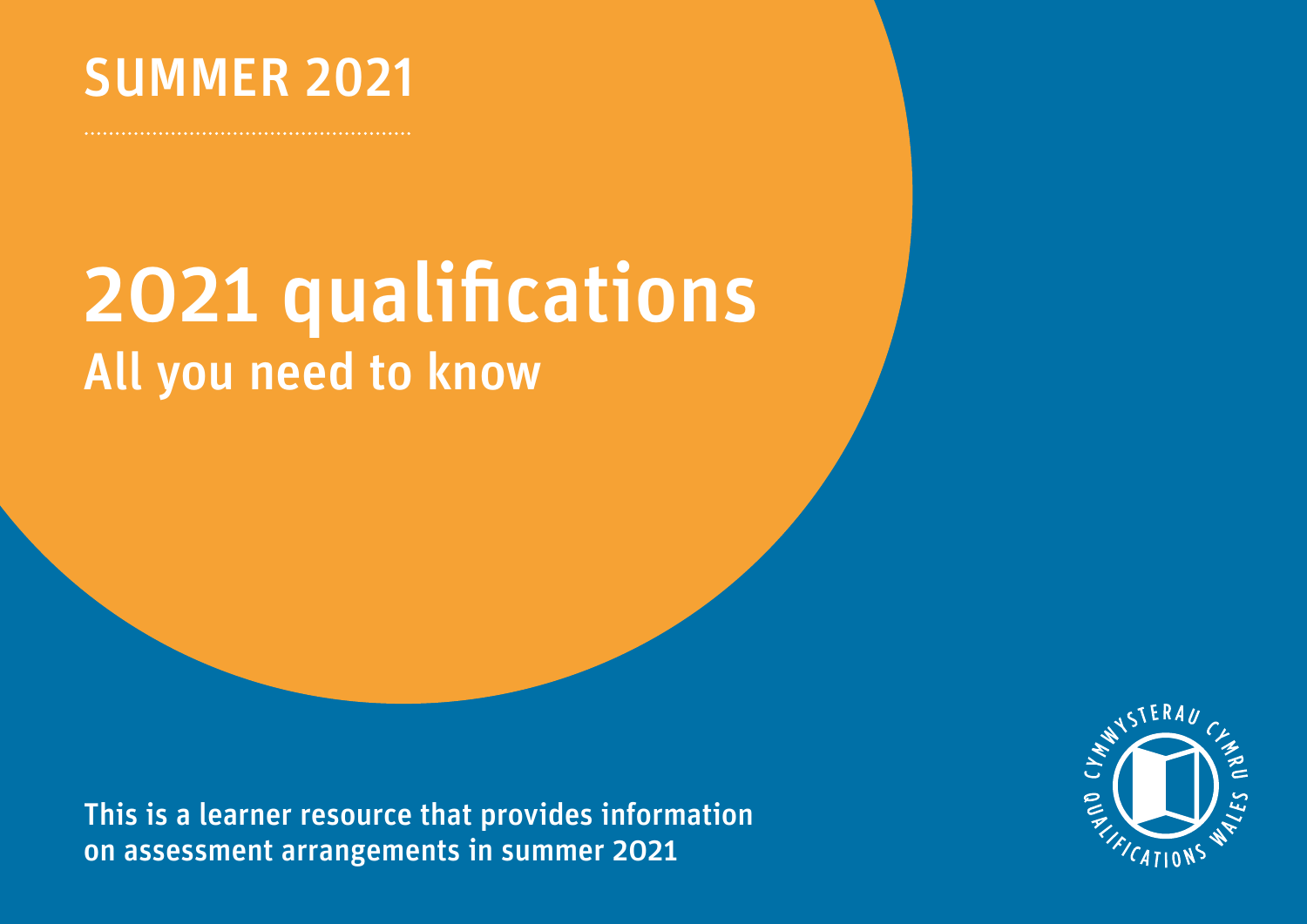SUMMER 2021

# 2021 qualifications

## All you need to know

This is a learner resource that provides information on assessment arrangements in summer 2021

CYMWYSTERAU CYMRU QUALIFICATIONS WALES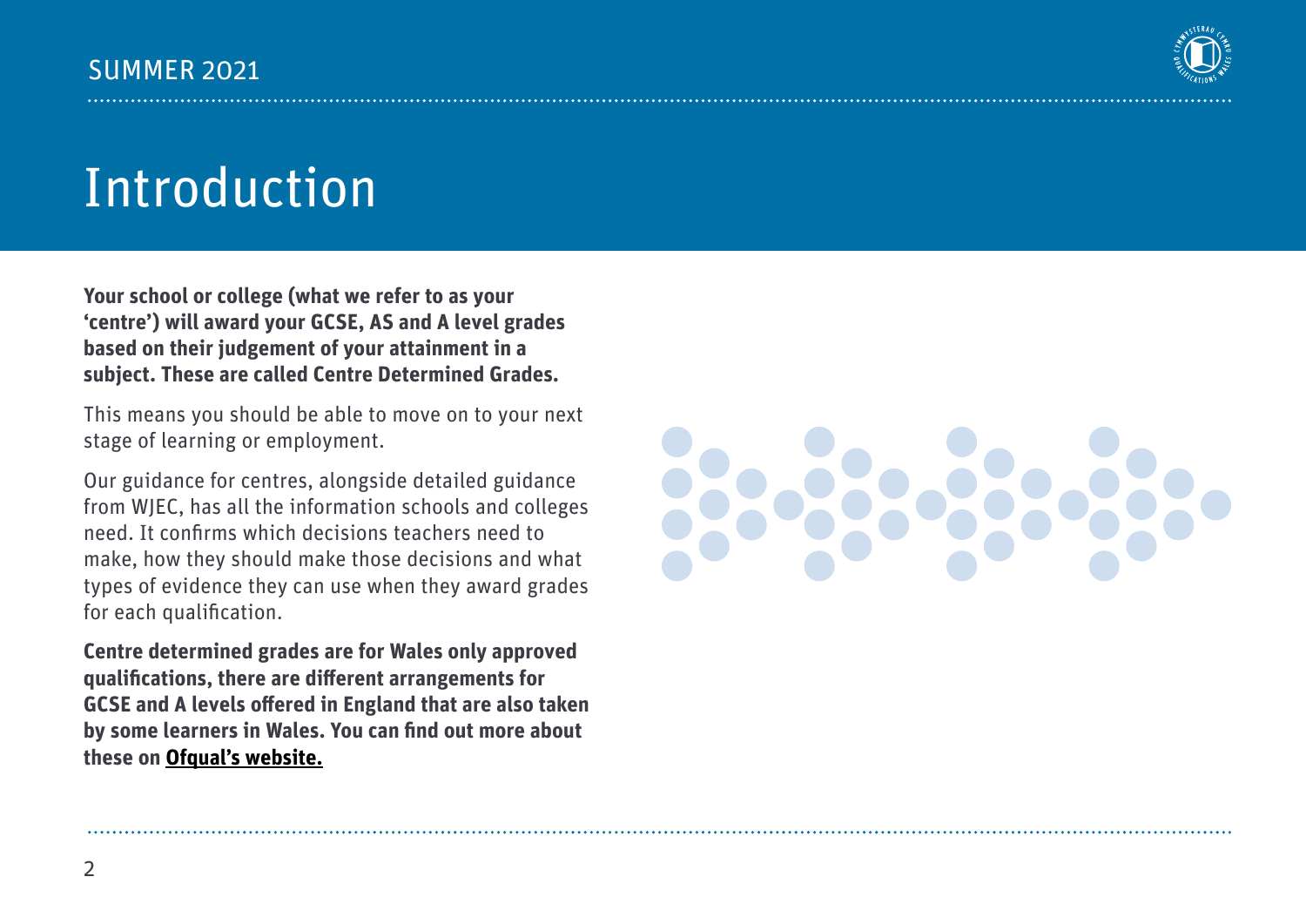# Introduction

**Your school or college (what we refer to as your 'centre') will award your GCSE, AS and A level grades based on their judgement of your attainment in a subject. These are called Centre Determined Grades.**

This means you should be able to move on to your next stage of learning or employment.

Our guidance for centres, alongside detailed guidance from WJEC, has all the information schools and colleges need. It confirms which decisions teachers need to make, how they should make those decisions and what types of evidence they can use when they award grades for each qualification.

**Centre determined grades are for Wales only approved qualifications, there are different arrangements for GCSE and A levels offered in England that are also taken by some learners in Wales. You can find out more about these on Ofqual's website.**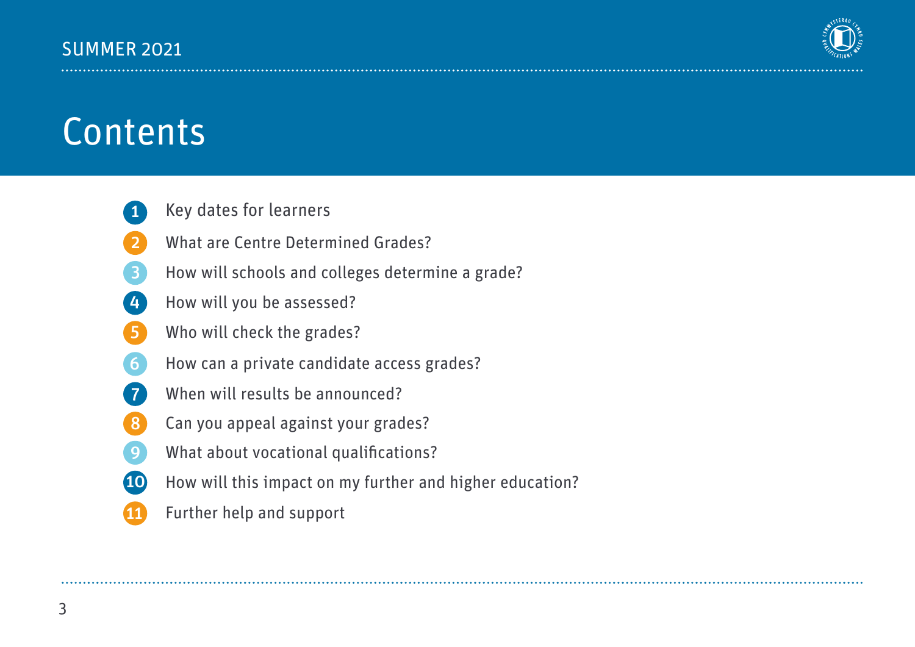# Contents

1. Key dates for learners
2. What are Centre Determined Grades?
3. How will schools and colleges determine a grade?
4. How will you be assessed?
5. Who will check the grades?
6. How can a private candidate access grades?
7. When will results be announced?
8. Can you appeal against your grades?
9. What about vocational qualifications?
10. How will this impact on my further and higher education?
11. Further help and support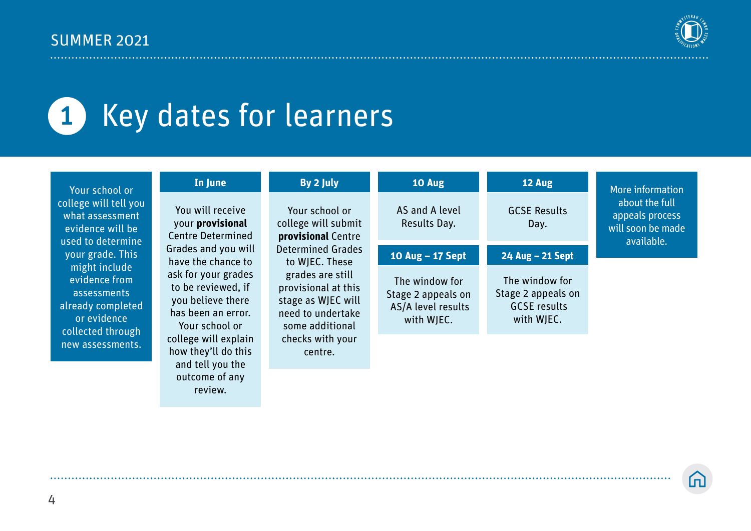# 1 Key dates for learners

Your school or college will tell you what assessment evidence will be used to determine your grade. This might include evidence from assessments already completed or evidence collected through new assessments.

**In June**

You will receive your **provisional** Centre Determined Grades and you will have the chance to ask for your grades to be reviewed, if you believe there has been an error. Your school or college will explain how they'll do this and tell you the outcome of any review.

**By 2 July**

Your school or college will submit **provisional** Centre Determined Grades to WJEC. These grades are still provisional at this stage as WJEC will need to undertake some additional checks with your centre.

**10 Aug**

AS and A level Results Day.

**10 Aug – 17 Sept**

The window for Stage 2 appeals on AS/A level results with WJEC.

**12 Aug**

GCSE Results Day.

**24 Aug – 21 Sept**

The window for Stage 2 appeals on GCSE results with WJEC.

More information about the full appeals process will soon be made available.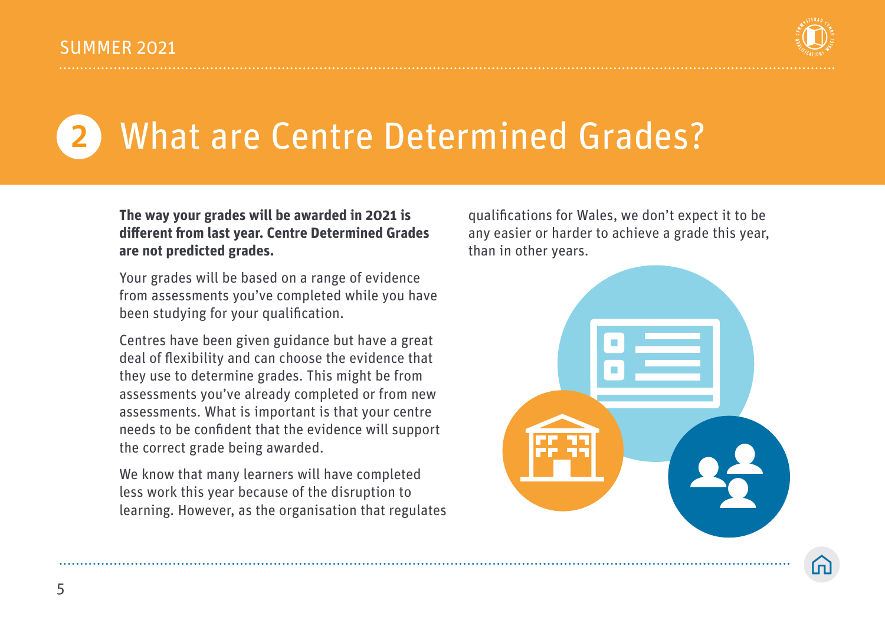# 2 What are Centre Determined Grades?

**The way your grades will be awarded in 2021 is different from last year. Centre Determined Grades are not predicted grades.**

Your grades will be based on a range of evidence from assessments you've completed while you have been studying for your qualification.

Centres have been given guidance but have a great deal of flexibility and can choose the evidence that they use to determine grades. This might be from assessments you've already completed or from new assessments. What is important is that your centre needs to be confident that the evidence will support the correct grade being awarded.

We know that many learners will have completed less work this year because of the disruption to learning. However, as the organisation that regulates qualifications for Wales, we don't expect it to be any easier or harder to achieve a grade this year, than in other years.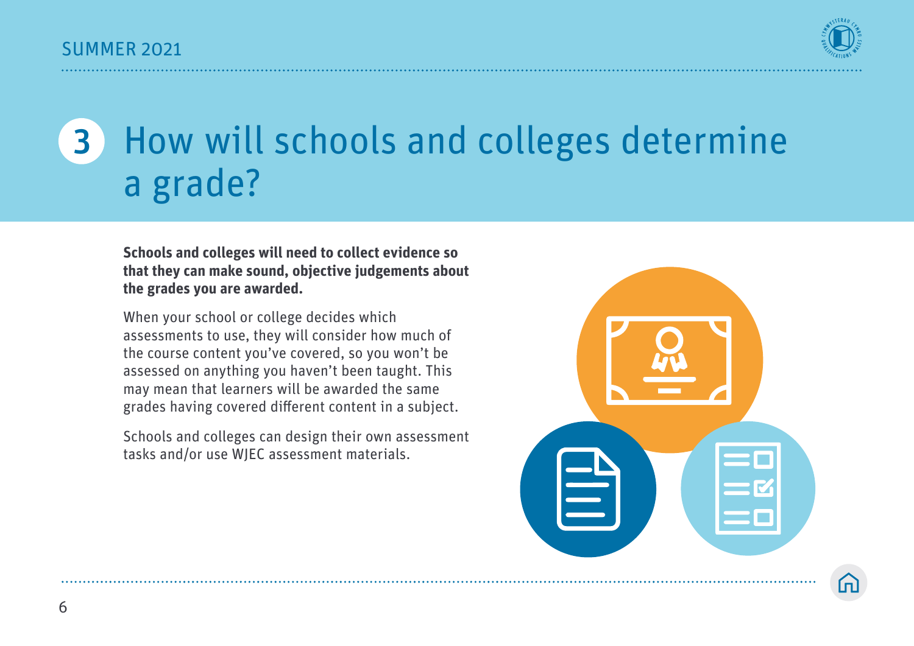# 3 How will schools and colleges determine a grade?

**Schools and colleges will need to collect evidence so that they can make sound, objective judgements about the grades you are awarded.**

When your school or college decides which assessments to use, they will consider how much of the course content you've covered, so you won't be assessed on anything you haven't been taught. This may mean that learners will be awarded the same grades having covered different content in a subject.

Schools and colleges can design their own assessment tasks and/or use WJEC assessment materials.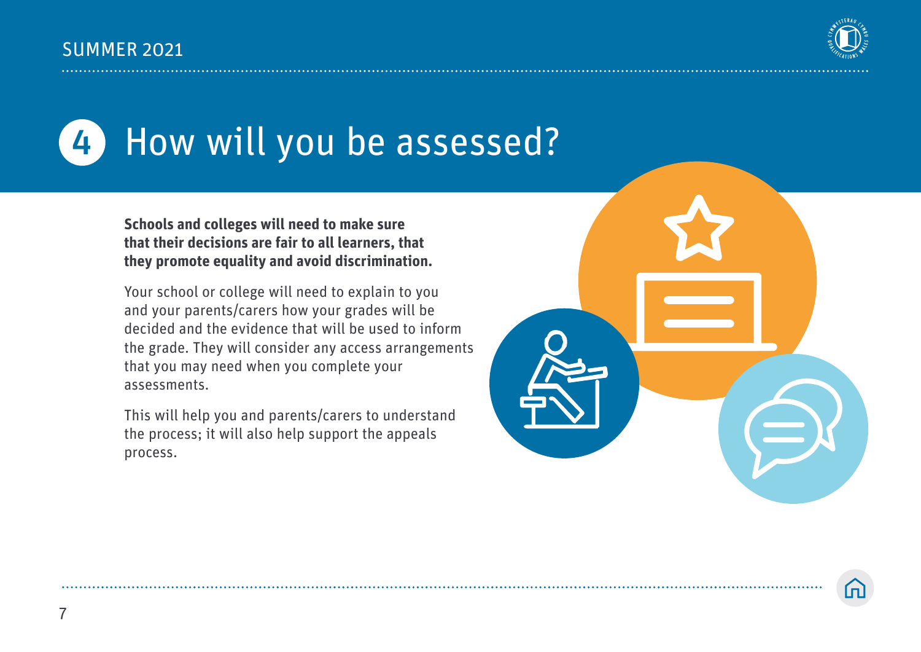# 4 How will you be assessed?

**Schools and colleges will need to make sure that their decisions are fair to all learners, that they promote equality and avoid discrimination.**

Your school or college will need to explain to you and your parents/carers how your grades will be decided and the evidence that will be used to inform the grade. They will consider any access arrangements that you may need when you complete your assessments.

This will help you and parents/carers to understand the process; it will also help support the appeals process.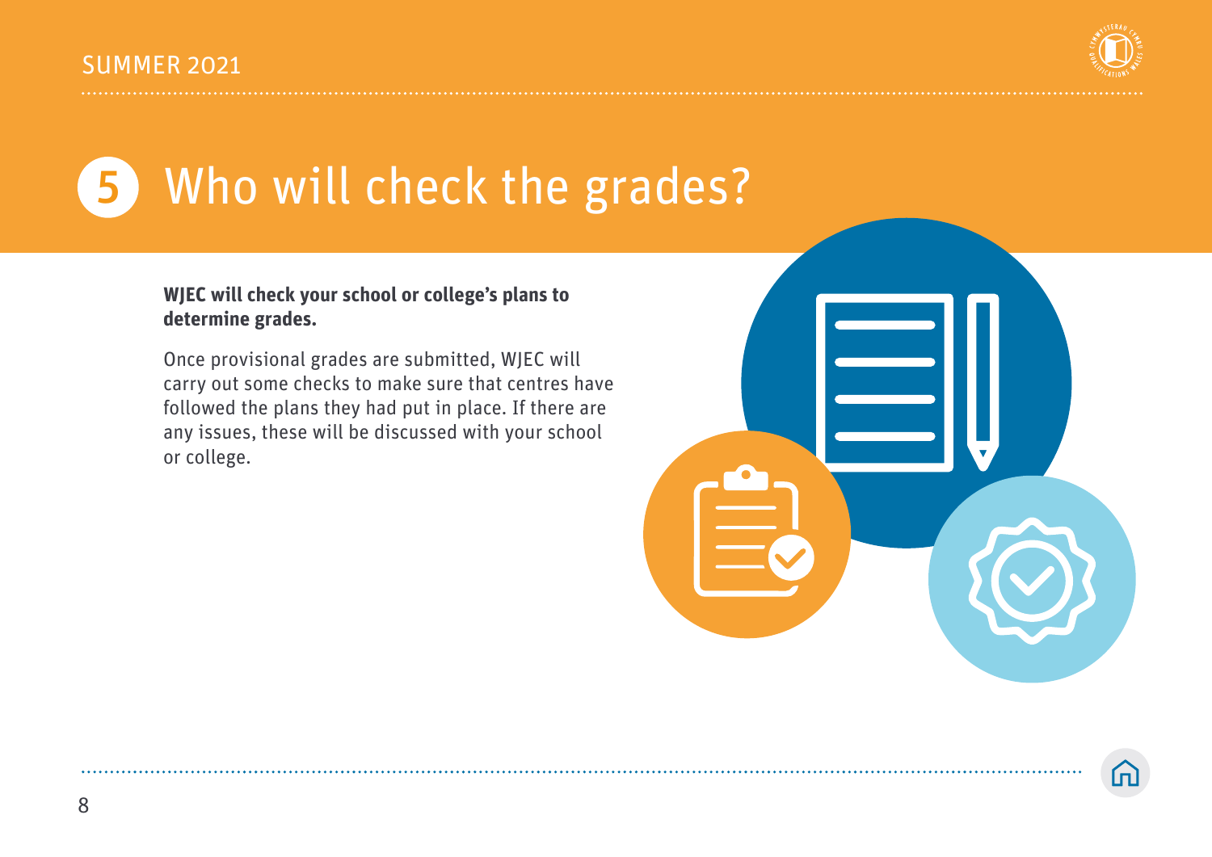# 5 Who will check the grades?

**WJEC will check your school or college's plans to determine grades.**

Once provisional grades are submitted, WJEC will carry out some checks to make sure that centres have followed the plans they had put in place. If there are any issues, these will be discussed with your school or college.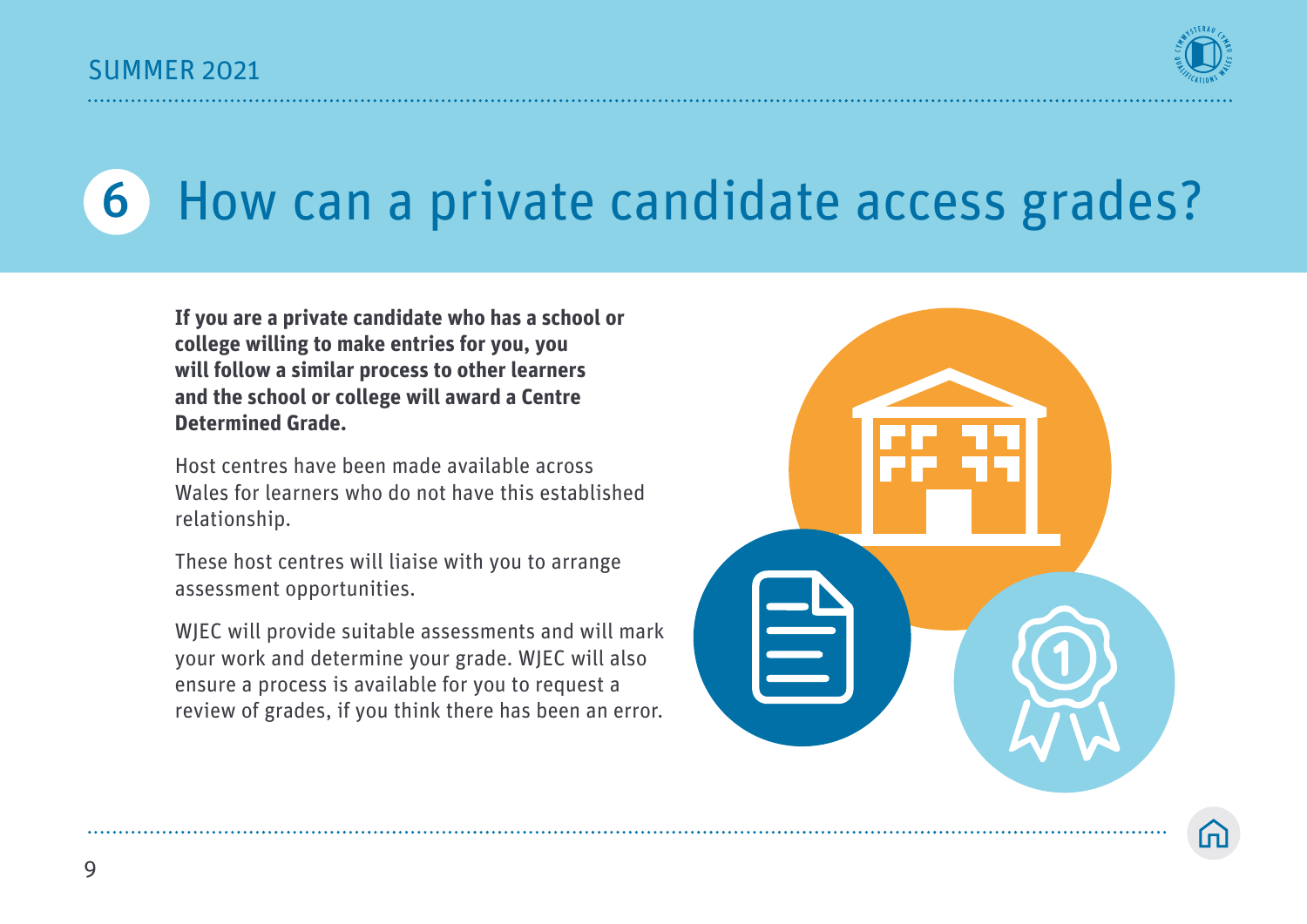# 6 How can a private candidate access grades?

**If you are a private candidate who has a school or college willing to make entries for you, you will follow a similar process to other learners and the school or college will award a Centre Determined Grade.**

Host centres have been made available across Wales for learners who do not have this established relationship.

These host centres will liaise with you to arrange assessment opportunities.

WJEC will provide suitable assessments and will mark your work and determine your grade. WJEC will also ensure a process is available for you to request a review of grades, if you think there has been an error.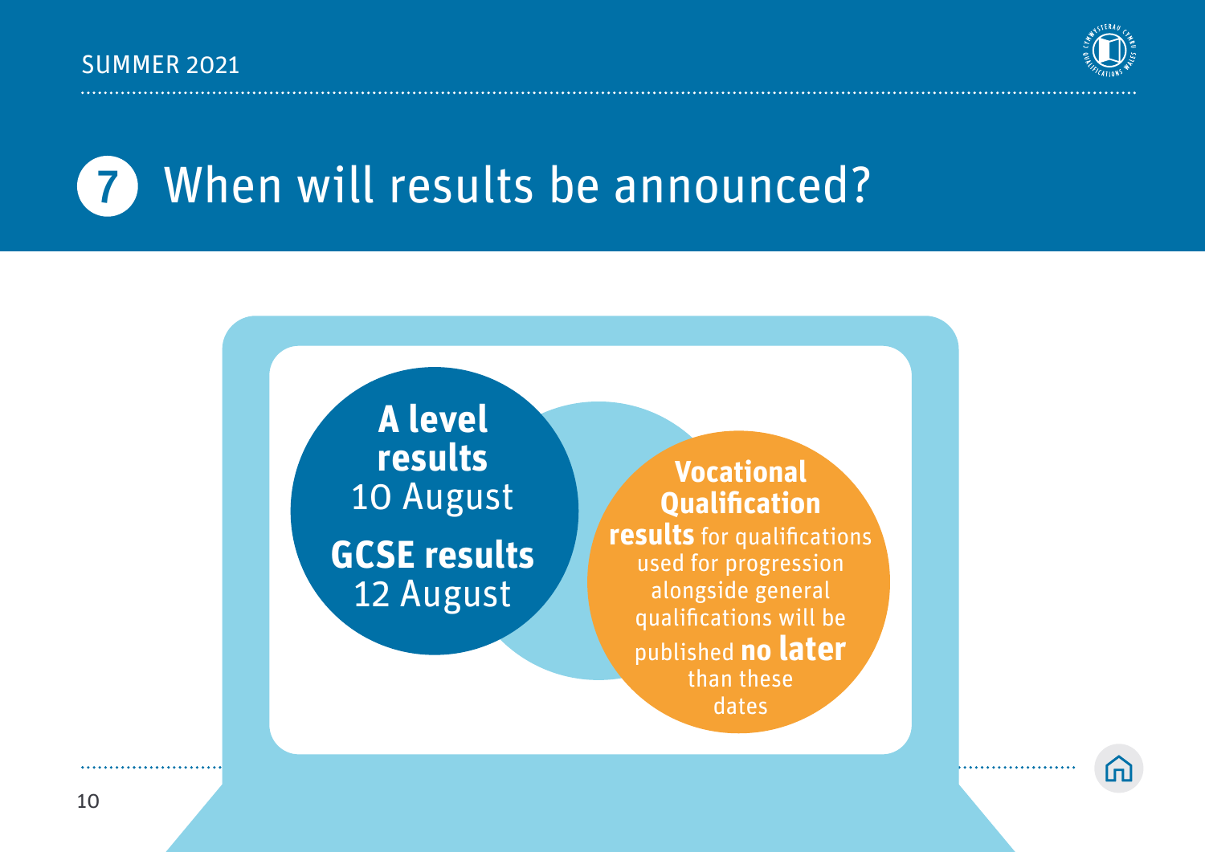# 7 When will results be announced?

**A level results**
10 August

**GCSE results**
12 August

**Vocational Qualification results** for qualifications used for progression alongside general qualifications will be published **no later** than these dates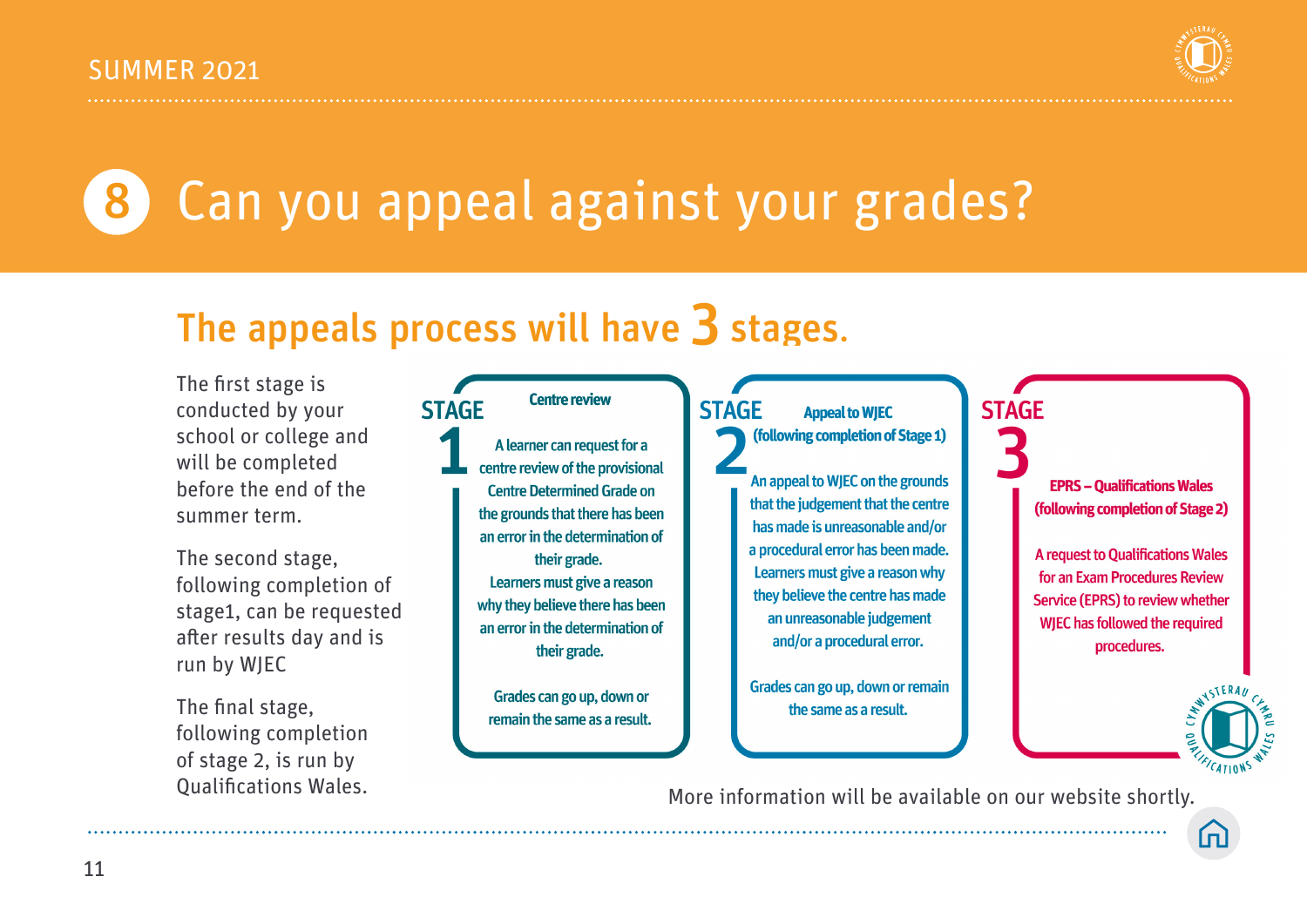# 8 Can you appeal against your grades?

## The appeals process will have 3 stages.

The first stage is conducted by your school or college and will be completed before the end of the summer term.

The second stage, following completion of stage1, can be requested after results day and is run by WJEC

The final stage, following completion of stage 2, is run by Qualifications Wales.

### STAGE 1

**Centre review**

A learner can request for a centre review of the provisional Centre Determined Grade on the grounds that there has been an error in the determination of their grade.
Learners must give a reason why they believe there has been an error in the determination of their grade.

Grades can go up, down or remain the same as a result.

### STAGE 2

**Appeal to WJEC (following completion of Stage 1)**

An appeal to WJEC on the grounds that the judgement that the centre has made is unreasonable and/or a procedural error has been made. Learners must give a reason why they believe the centre has made an unreasonable judgement and/or a procedural error.

Grades can go up, down or remain the same as a result.

### STAGE 3

**EPRS – Qualifications Wales (following completion of Stage 2)**

A request to Qualifications Wales for an Exam Procedures Review Service (EPRS) to review whether WJEC has followed the required procedures.

More information will be available on our website shortly.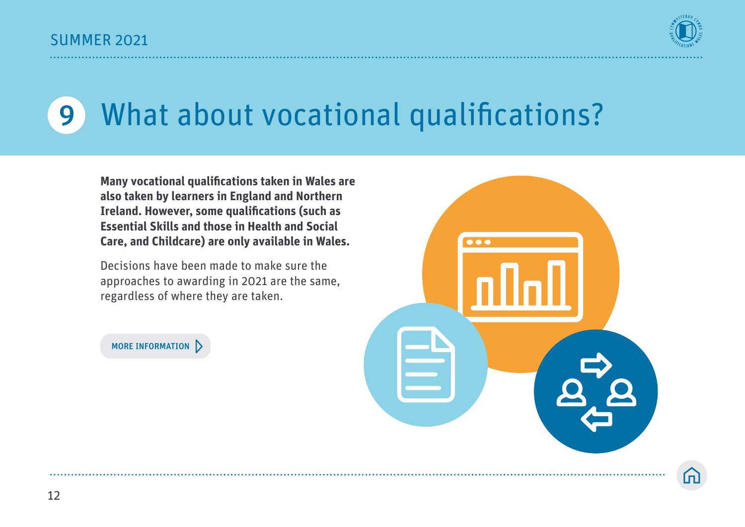# 9 What about vocational qualifications?

**Many vocational qualifications taken in Wales are also taken by learners in England and Northern Ireland. However, some qualifications (such as Essential Skills and those in Health and Social Care, and Childcare) are only available in Wales.**

Decisions have been made to make sure the approaches to awarding in 2021 are the same, regardless of where they are taken.

MORE INFORMATION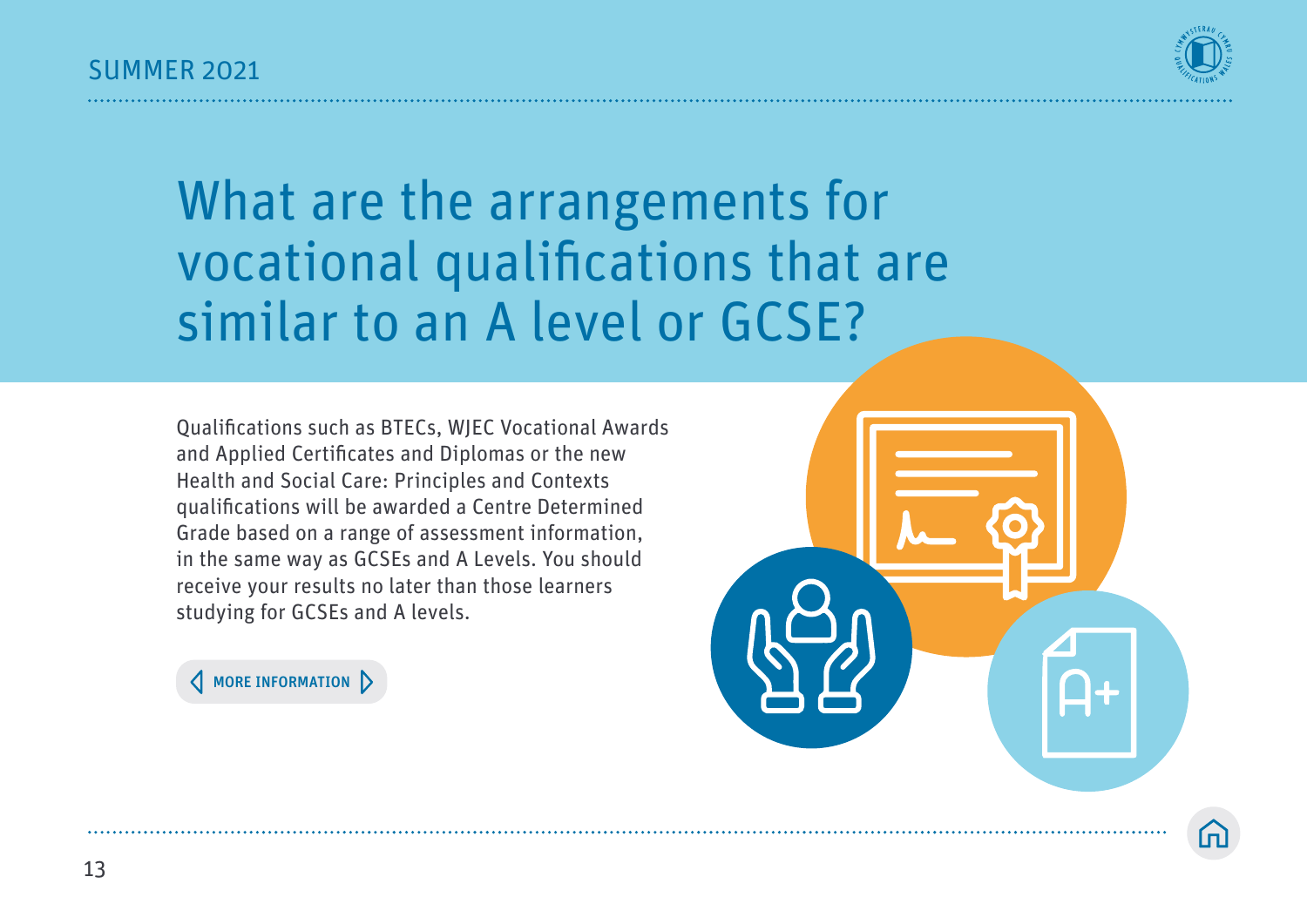# What are the arrangements for vocational qualifications that are similar to an A level or GCSE?

Qualifications such as BTECs, WJEC Vocational Awards and Applied Certificates and Diplomas or the new Health and Social Care: Principles and Contexts qualifications will be awarded a Centre Determined Grade based on a range of assessment information, in the same way as GCSEs and A Levels. You should receive your results no later than those learners studying for GCSEs and A levels.

MORE INFORMATION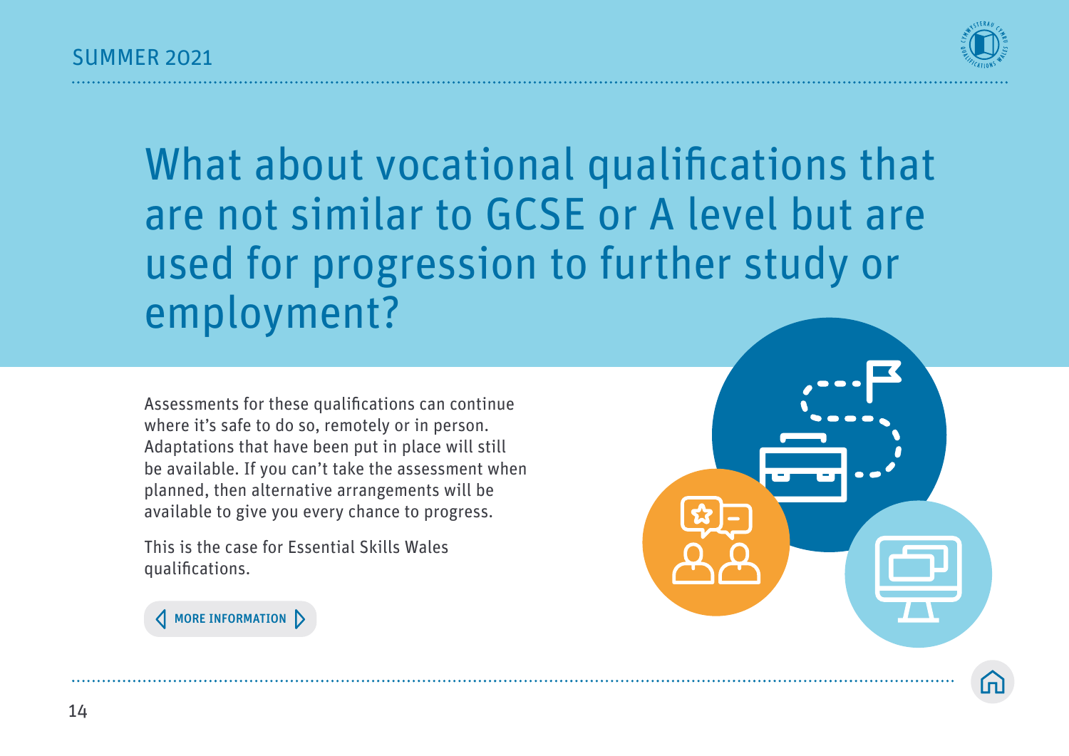# What about vocational qualifications that are not similar to GCSE or A level but are used for progression to further study or employment?

Assessments for these qualifications can continue where it's safe to do so, remotely or in person. Adaptations that have been put in place will still be available. If you can't take the assessment when planned, then alternative arrangements will be available to give you every chance to progress.

This is the case for Essential Skills Wales qualifications.

MORE INFORMATION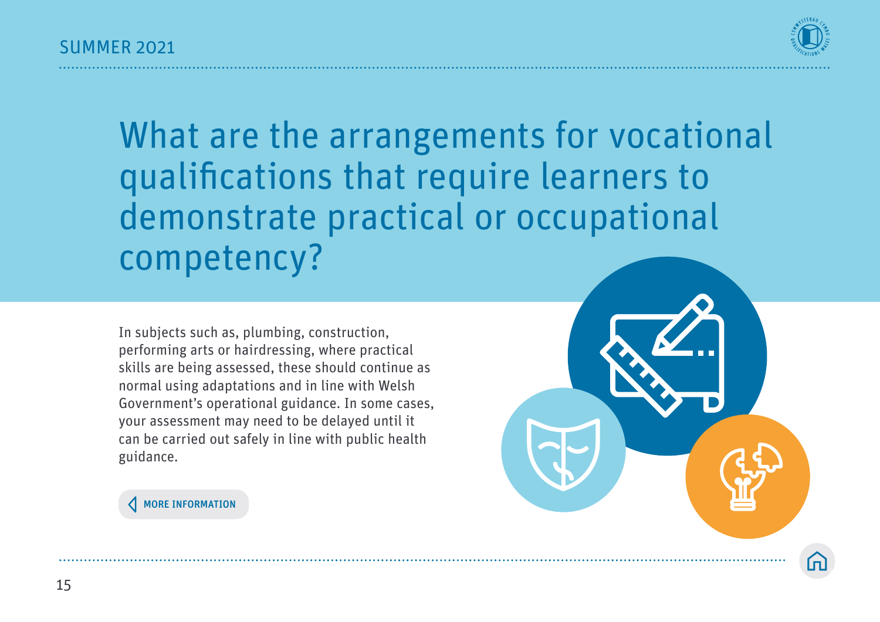# What are the arrangements for vocational qualifications that require learners to demonstrate practical or occupational competency?

In subjects such as, plumbing, construction, performing arts or hairdressing, where practical skills are being assessed, these should continue as normal using adaptations and in line with Welsh Government's operational guidance. In some cases, your assessment may need to be delayed until it can be carried out safely in line with public health guidance.

**MORE INFORMATION**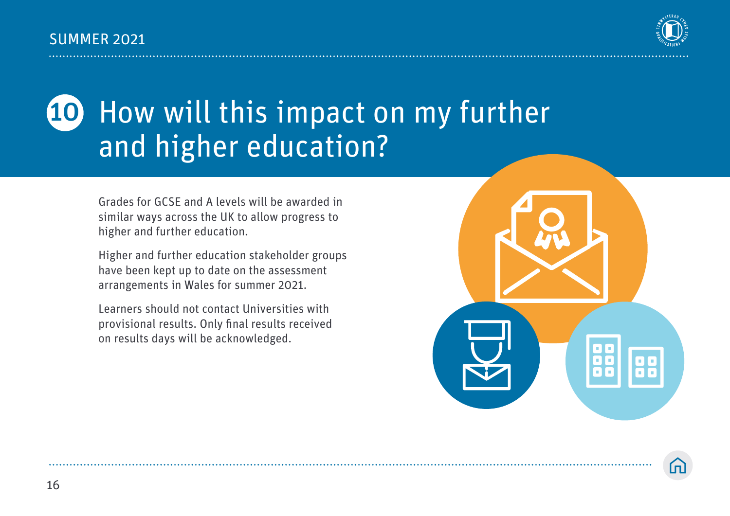# 10 How will this impact on my further and higher education?

Grades for GCSE and A levels will be awarded in similar ways across the UK to allow progress to higher and further education.

Higher and further education stakeholder groups have been kept up to date on the assessment arrangements in Wales for summer 2021.

Learners should not contact Universities with provisional results. Only final results received on results days will be acknowledged.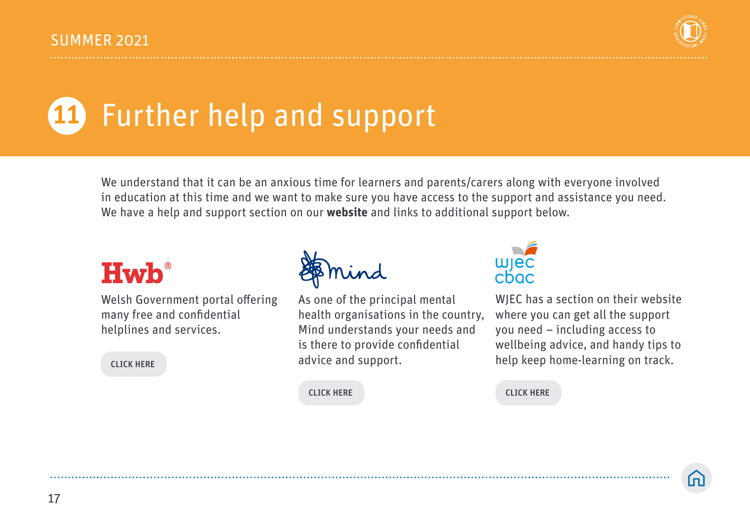# 11 Further help and support

We understand that it can be an anxious time for learners and parents/carers along with everyone involved in education at this time and we want to make sure you have access to the support and assistance you need. We have a help and support section on our **website** and links to additional support below.

**Hwb**

Welsh Government portal offering many free and confidential helplines and services.

CLICK HERE

**Mind**

As one of the principal mental health organisations in the country, Mind understands your needs and is there to provide confidential advice and support.

CLICK HERE

**WJEC CBAC**

WJEC has a section on their website where you can get all the support you need – including access to wellbeing advice, and handy tips to help keep home-learning on track.

CLICK HERE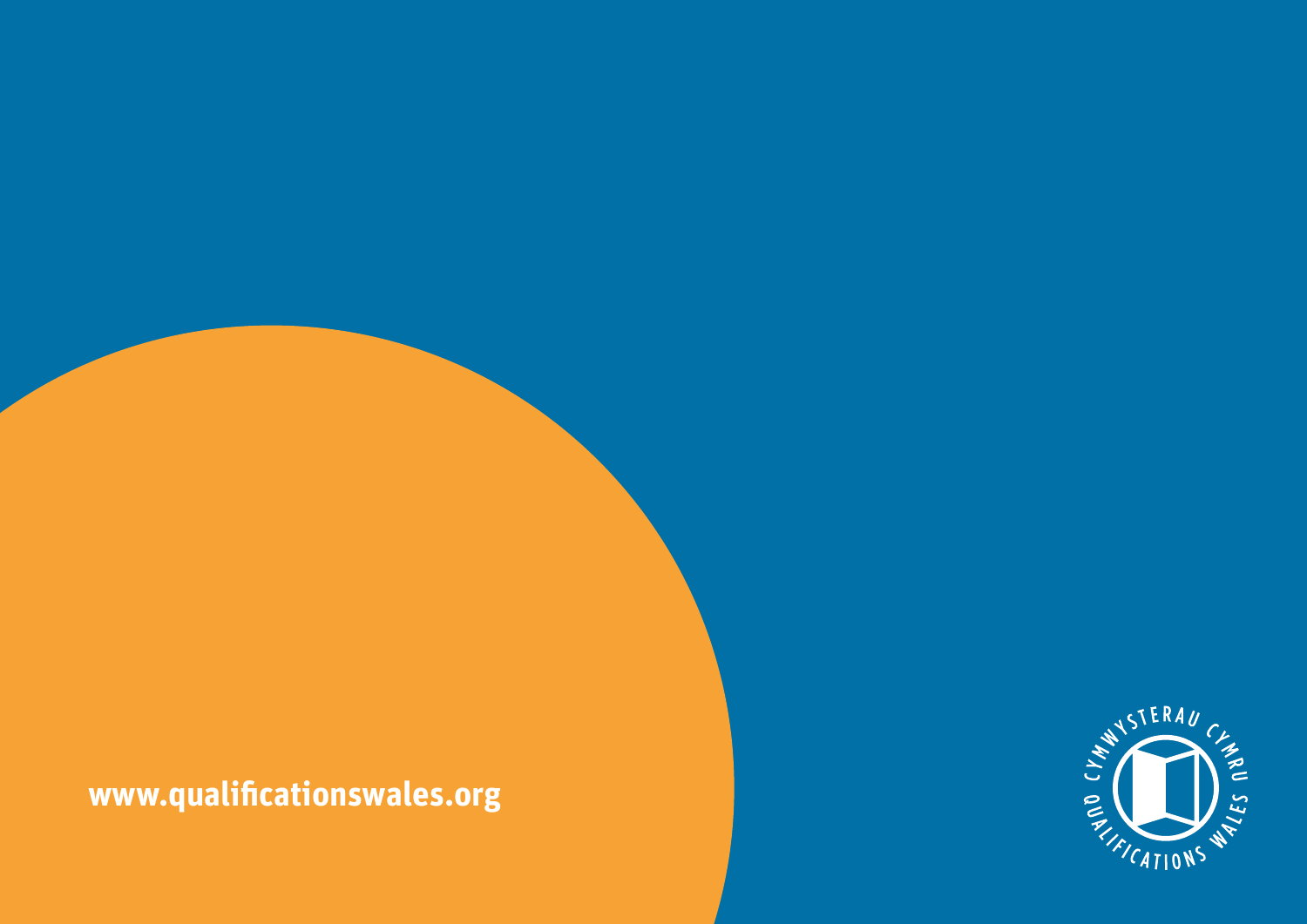www.qualificationswales.org

CYMWYSTERAU CYMRU QUALIFICATIONS WALES